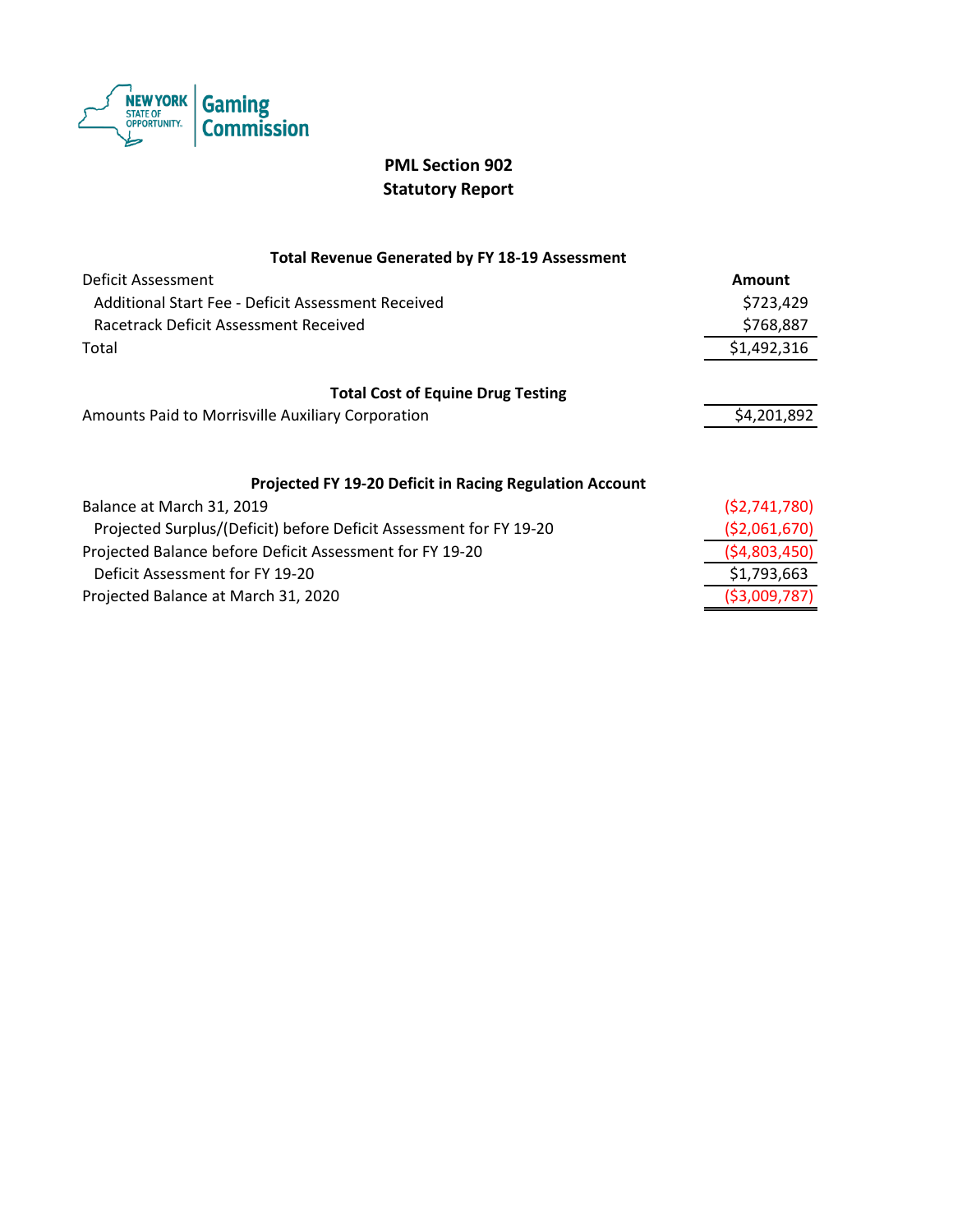New York State of Opportunity. Gaming Commission

# PML Section 902
# Statutory Report

### Total Revenue Generated by FY 18-19 Assessment

| Deficit Assessment | Amount |
|---|---|
| Additional Start Fee - Deficit Assessment Received | $723,429 |
| Racetrack Deficit Assessment Received | $768,887 |
| Total | $1,492,316 |

### Total Cost of Equine Drug Testing

| | |
|---|---|
| Amounts Paid to Morrisville Auxiliary Corporation | $4,201,892 |

### Projected FY 19-20 Deficit in Racing Regulation Account

| | |
|---|---|
| Balance at March 31, 2019 | ($2,741,780) |
| Projected Surplus/(Deficit) before Deficit Assessment for FY 19-20 | ($2,061,670) |
| Projected Balance before Deficit Assessment for FY 19-20 | ($4,803,450) |
| Deficit Assessment for FY 19-20 | $1,793,663 |
| Projected Balance at March 31, 2020 | ($3,009,787) |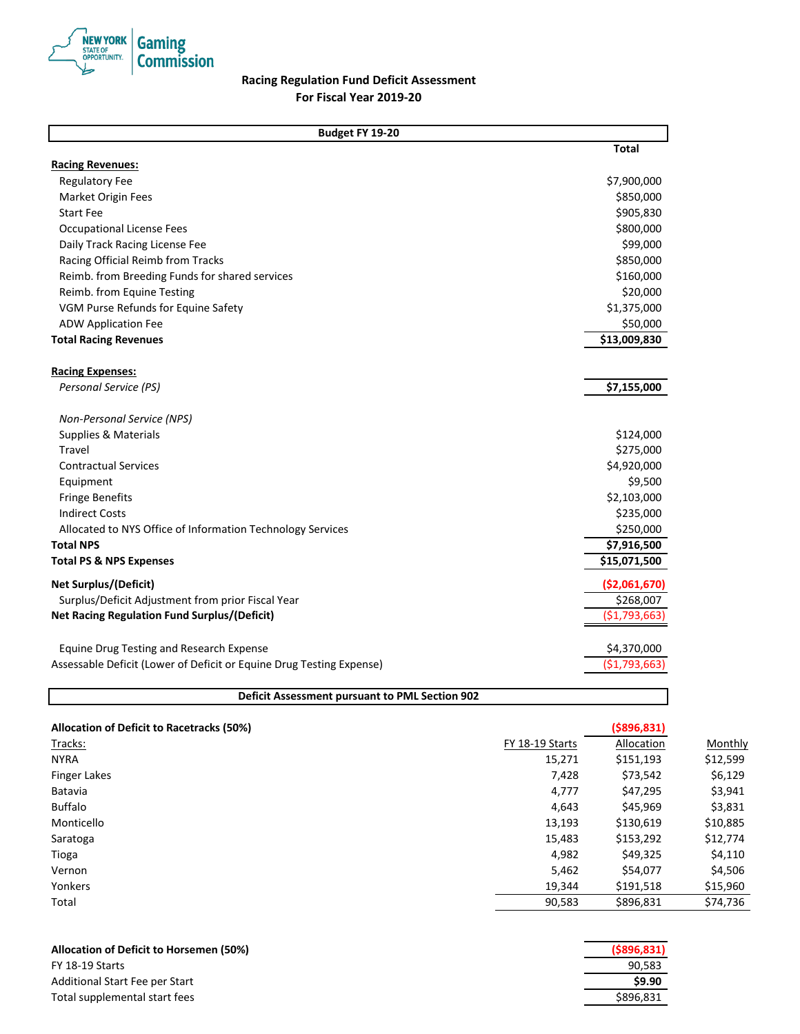New York State of Opportunity | Gaming Commission

## Racing Regulation Fund Deficit Assessment
## For Fiscal Year 2019-20

| Budget FY 19-20 | Total |
|---|---|
| **Racing Revenues:** | |
| Regulatory Fee | $7,900,000 |
| Market Origin Fees | $850,000 |
| Start Fee | $905,830 |
| Occupational License Fees | $800,000 |
| Daily Track Racing License Fee | $99,000 |
| Racing Official Reimb from Tracks | $850,000 |
| Reimb. from Breeding Funds for shared services | $160,000 |
| Reimb. from Equine Testing | $20,000 |
| VGM Purse Refunds for Equine Safety | $1,375,000 |
| ADW Application Fee | $50,000 |
| **Total Racing Revenues** | **$13,009,830** |
| **Racing Expenses:** | |
| *Personal Service (PS)* | **$7,155,000** |
| *Non-Personal Service (NPS)* | |
| Supplies & Materials | $124,000 |
| Travel | $275,000 |
| Contractual Services | $4,920,000 |
| Equipment | $9,500 |
| Fringe Benefits | $2,103,000 |
| Indirect Costs | $235,000 |
| Allocated to NYS Office of Information Technology Services | $250,000 |
| **Total NPS** | **$7,916,500** |
| **Total PS & NPS Expenses** | **$15,071,500** |
| **Net Surplus/(Deficit)** | **($2,061,670)** |
| Surplus/Deficit Adjustment from prior Fiscal Year | $268,007 |
| **Net Racing Regulation Fund Surplus/(Deficit)** | ($1,793,663) |
| Equine Drug Testing and Research Expense | $4,370,000 |
| Assessable Deficit (Lower of Deficit or Equine Drug Testing Expense) | ($1,793,663) |

### Deficit Assessment pursuant to PML Section 902

**Allocation of Deficit to Racetracks (50%)** — **($896,831)**

| Tracks: | FY 18-19 Starts | Allocation | Monthly |
|---|---|---|---|
| NYRA | 15,271 | $151,193 | $12,599 |
| Finger Lakes | 7,428 | $73,542 | $6,129 |
| Batavia | 4,777 | $47,295 | $3,941 |
| Buffalo | 4,643 | $45,969 | $3,831 |
| Monticello | 13,193 | $130,619 | $10,885 |
| Saratoga | 15,483 | $153,292 | $12,774 |
| Tioga | 4,982 | $49,325 | $4,110 |
| Vernon | 5,462 | $54,077 | $4,506 |
| Yonkers | 19,344 | $191,518 | $15,960 |
| Total | 90,583 | $896,831 | $74,736 |

| | |
|---|---|
| **Allocation of Deficit to Horsemen (50%)** | **($896,831)** |
| FY 18-19 Starts | 90,583 |
| Additional Start Fee per Start | **$9.90** |
| Total supplemental start fees | $896,831 |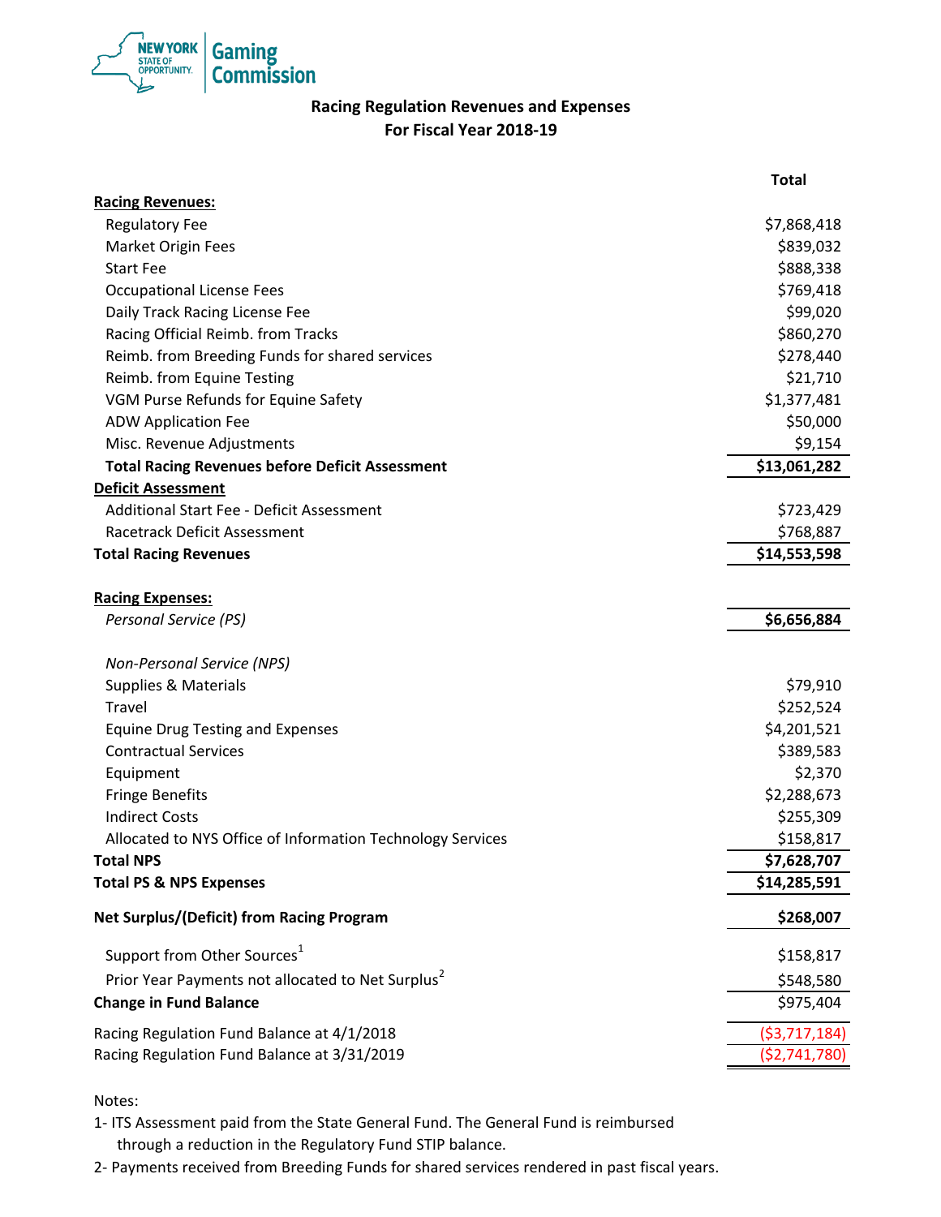NEW YORK STATE OF OPPORTUNITY. Gaming Commission

**Racing Regulation Revenues and Expenses**
**For Fiscal Year 2018-19**

| | Total |
|---|---|
| **Racing Revenues:** | |
| Regulatory Fee | $7,868,418 |
| Market Origin Fees | $839,032 |
| Start Fee | $888,338 |
| Occupational License Fees | $769,418 |
| Daily Track Racing License Fee | $99,020 |
| Racing Official Reimb. from Tracks | $860,270 |
| Reimb. from Breeding Funds for shared services | $278,440 |
| Reimb. from Equine Testing | $21,710 |
| VGM Purse Refunds for Equine Safety | $1,377,481 |
| ADW Application Fee | $50,000 |
| Misc. Revenue Adjustments | $9,154 |
| **Total Racing Revenues before Deficit Assessment** | **$13,061,282** |
| **Deficit Assessment** | |
| Additional Start Fee - Deficit Assessment | $723,429 |
| Racetrack Deficit Assessment | $768,887 |
| **Total Racing Revenues** | **$14,553,598** |
| | |
| **Racing Expenses:** | |
| *Personal Service (PS)* | **$6,656,884** |
| | |
| *Non-Personal Service (NPS)* | |
| Supplies & Materials | $79,910 |
| Travel | $252,524 |
| Equine Drug Testing and Expenses | $4,201,521 |
| Contractual Services | $389,583 |
| Equipment | $2,370 |
| Fringe Benefits | $2,288,673 |
| Indirect Costs | $255,309 |
| Allocated to NYS Office of Information Technology Services | $158,817 |
| **Total NPS** | **$7,628,707** |
| **Total PS & NPS Expenses** | **$14,285,591** |
| | |
| **Net Surplus/(Deficit) from Racing Program** | **$268,007** |
| | |
| Support from Other Sources[1] | $158,817 |
| Prior Year Payments not allocated to Net Surplus[2] | $548,580 |
| **Change in Fund Balance** | $975,404 |
| | |
| Racing Regulation Fund Balance at 4/1/2018 | ($3,717,184) |
| Racing Regulation Fund Balance at 3/31/2019 | ($2,741,780) |

Notes:

1- ITS Assessment paid from the State General Fund. The General Fund is reimbursed through a reduction in the Regulatory Fund STIP balance.

2- Payments received from Breeding Funds for shared services rendered in past fiscal years.